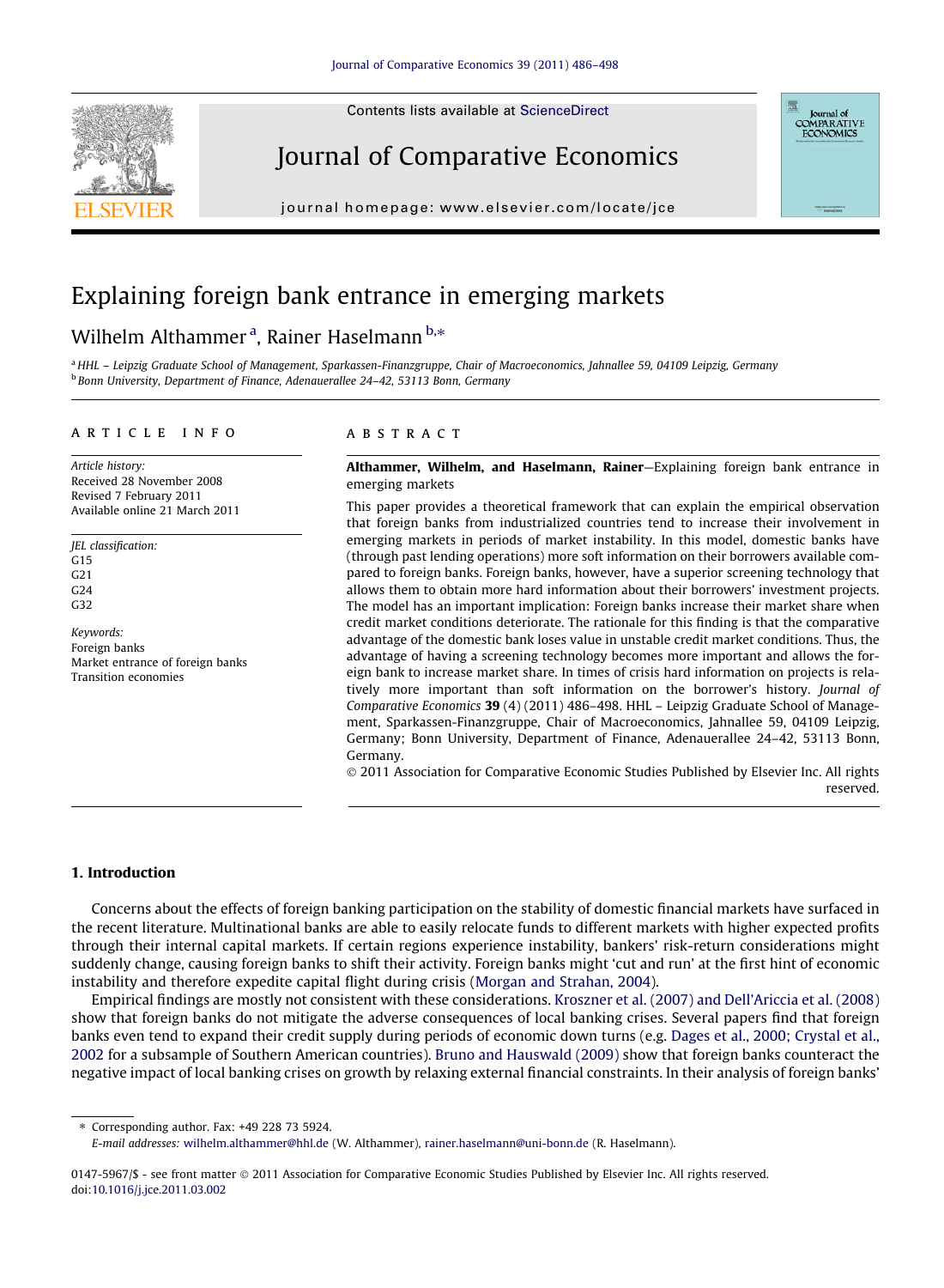Contents lists available at ScienceDirect

# Journal of Comparative Economics

journal homepage: www.elsevier.com/locate/jce

# Explaining foreign bank entrance in emerging markets

Wilhelm Althammer [a], Rainer Haselmann [b,*]

[a] HHL – Leipzig Graduate School of Management, Sparkassen-Finanzgruppe, Chair of Macroeconomics, Jahnallee 59, 04109 Leipzig, Germany
[b] Bonn University, Department of Finance, Adenauerallee 24–42, 53113 Bonn, Germany

## ARTICLE INFO

*Article history:*
Received 28 November 2008
Revised 7 February 2011
Available online 21 March 2011

*JEL classification:*
G15
G21
G24
G32

*Keywords:*
Foreign banks
Market entrance of foreign banks
Transition economies

## ABSTRACT

**Althammer, Wilhelm, and Haselmann, Rainer**—Explaining foreign bank entrance in emerging markets

This paper provides a theoretical framework that can explain the empirical observation that foreign banks from industrialized countries tend to increase their involvement in emerging markets in periods of market instability. In this model, domestic banks have (through past lending operations) more soft information on their borrowers available compared to foreign banks. Foreign banks, however, have a superior screening technology that allows them to obtain more hard information about their borrowers' investment projects. The model has an important implication: Foreign banks increase their market share when credit market conditions deteriorate. The rationale for this finding is that the comparative advantage of the domestic bank loses value in unstable credit market conditions. Thus, the advantage of having a screening technology becomes more important and allows the foreign bank to increase market share. In times of crisis hard information on projects is relatively more important than soft information on the borrower's history. *Journal of Comparative Economics* **39** (4) (2011) 486–498. HHL – Leipzig Graduate School of Management, Sparkassen-Finanzgruppe, Chair of Macroeconomics, Jahnallee 59, 04109 Leipzig, Germany; Bonn University, Department of Finance, Adenauerallee 24–42, 53113 Bonn, Germany.

© 2011 Association for Comparative Economic Studies Published by Elsevier Inc. All rights reserved.

## 1. Introduction

Concerns about the effects of foreign banking participation on the stability of domestic financial markets have surfaced in the recent literature. Multinational banks are able to easily relocate funds to different markets with higher expected profits through their internal capital markets. If certain regions experience instability, bankers' risk-return considerations might suddenly change, causing foreign banks to shift their activity. Foreign banks might 'cut and run' at the first hint of economic instability and therefore expedite capital flight during crisis (Morgan and Strahan, 2004).

Empirical findings are mostly not consistent with these considerations. Kroszner et al. (2007) and Dell'Ariccia et al. (2008) show that foreign banks do not mitigate the adverse consequences of local banking crises. Several papers find that foreign banks even tend to expand their credit supply during periods of economic down turns (e.g. Dages et al., 2000; Crystal et al., 2002 for a subsample of Southern American countries). Bruno and Hauswald (2009) show that foreign banks counteract the negative impact of local banking crises on growth by relaxing external financial constraints. In their analysis of foreign banks'

* Corresponding author. Fax: +49 228 73 5924.
*E-mail addresses:* wilhelm.althammer@hhl.de (W. Althammer), rainer.haselmann@uni-bonn.de (R. Haselmann).

0147-5967/$ - see front matter © 2011 Association for Comparative Economic Studies Published by Elsevier Inc. All rights reserved.
doi:10.1016/j.jce.2011.03.002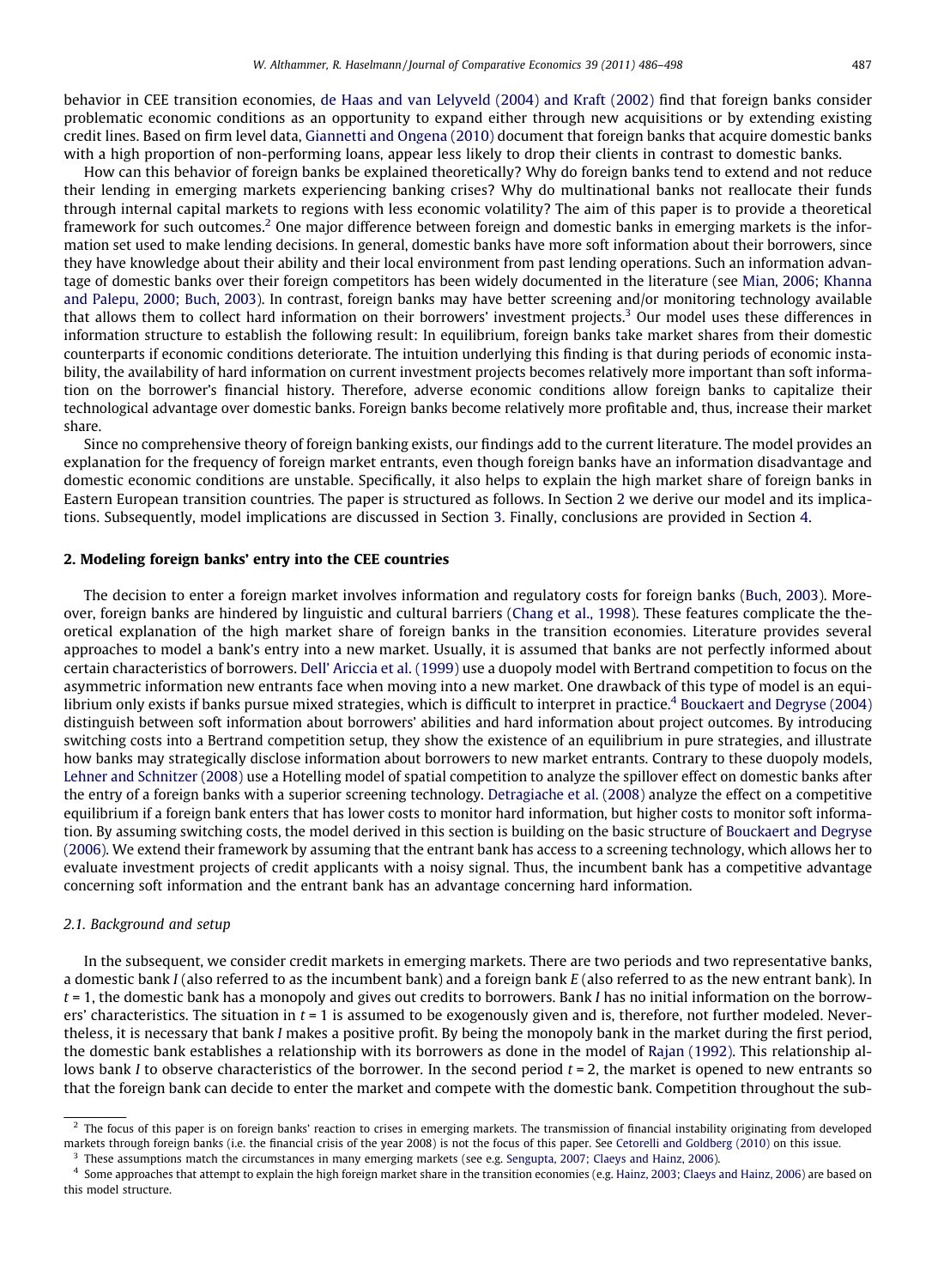behavior in CEE transition economies, de Haas and van Lelyveld (2004) and Kraft (2002) find that foreign banks consider problematic economic conditions as an opportunity to expand either through new acquisitions or by extending existing credit lines. Based on firm level data, Giannetti and Ongena (2010) document that foreign banks that acquire domestic banks with a high proportion of non-performing loans, appear less likely to drop their clients in contrast to domestic banks.

How can this behavior of foreign banks be explained theoretically? Why do foreign banks tend to extend and not reduce their lending in emerging markets experiencing banking crises? Why do multinational banks not reallocate their funds through internal capital markets to regions with less economic volatility? The aim of this paper is to provide a theoretical framework for such outcomes.[2] One major difference between foreign and domestic banks in emerging markets is the information set used to make lending decisions. In general, domestic banks have more soft information about their borrowers, since they have knowledge about their ability and their local environment from past lending operations. Such an information advantage of domestic banks over their foreign competitors has been widely documented in the literature (see Mian, 2006; Khanna and Palepu, 2000; Buch, 2003). In contrast, foreign banks may have better screening and/or monitoring technology available that allows them to collect hard information on their borrowers' investment projects.[3] Our model uses these differences in information structure to establish the following result: In equilibrium, foreign banks take market shares from their domestic counterparts if economic conditions deteriorate. The intuition underlying this finding is that during periods of economic instability, the availability of hard information on current investment projects becomes relatively more important than soft information on the borrower's financial history. Therefore, adverse economic conditions allow foreign banks to capitalize their technological advantage over domestic banks. Foreign banks become relatively more profitable and, thus, increase their market share.

Since no comprehensive theory of foreign banking exists, our findings add to the current literature. The model provides an explanation for the frequency of foreign market entrants, even though foreign banks have an information disadvantage and domestic economic conditions are unstable. Specifically, it also helps to explain the high market share of foreign banks in Eastern European transition countries. The paper is structured as follows. In Section 2 we derive our model and its implications. Subsequently, model implications are discussed in Section 3. Finally, conclusions are provided in Section 4.

## 2. Modeling foreign banks' entry into the CEE countries

The decision to enter a foreign market involves information and regulatory costs for foreign banks (Buch, 2003). Moreover, foreign banks are hindered by linguistic and cultural barriers (Chang et al., 1998). These features complicate the theoretical explanation of the high market share of foreign banks in the transition economies. Literature provides several approaches to model a bank's entry into a new market. Usually, it is assumed that banks are not perfectly informed about certain characteristics of borrowers. Dell' Ariccia et al. (1999) use a duopoly model with Bertrand competition to focus on the asymmetric information new entrants face when moving into a new market. One drawback of this type of model is an equilibrium only exists if banks pursue mixed strategies, which is difficult to interpret in practice.[4] Bouckaert and Degryse (2004) distinguish between soft information about borrowers' abilities and hard information about project outcomes. By introducing switching costs into a Bertrand competition setup, they show the existence of an equilibrium in pure strategies, and illustrate how banks may strategically disclose information about borrowers to new market entrants. Contrary to these duopoly models, Lehner and Schnitzer (2008) use a Hotelling model of spatial competition to analyze the spillover effect on domestic banks after the entry of a foreign banks with a superior screening technology. Detragiache et al. (2008) analyze the effect on a competitive equilibrium if a foreign bank enters that has lower costs to monitor hard information, but higher costs to monitor soft information. By assuming switching costs, the model derived in this section is building on the basic structure of Bouckaert and Degryse (2006). We extend their framework by assuming that the entrant bank has access to a screening technology, which allows her to evaluate investment projects of credit applicants with a noisy signal. Thus, the incumbent bank has a competitive advantage concerning soft information and the entrant bank has an advantage concerning hard information.

### 2.1. Background and setup

In the subsequent, we consider credit markets in emerging markets. There are two periods and two representative banks, a domestic bank $I$ (also referred to as the incumbent bank) and a foreign bank $E$ (also referred to as the new entrant bank). In $t = 1$, the domestic bank has a monopoly and gives out credits to borrowers. Bank $I$ has no initial information on the borrowers' characteristics. The situation in $t = 1$ is assumed to be exogenously given and is, therefore, not further modeled. Nevertheless, it is necessary that bank $I$ makes a positive profit. By being the monopoly bank in the market during the first period, the domestic bank establishes a relationship with its borrowers as done in the model of Rajan (1992). This relationship allows bank $I$ to observe characteristics of the borrower. In the second period $t = 2$, the market is opened to new entrants so that the foreign bank can decide to enter the market and compete with the domestic bank. Competition throughout the sub-

[2] The focus of this paper is on foreign banks' reaction to crises in emerging markets. The transmission of financial instability originating from developed markets through foreign banks (i.e. the financial crisis of the year 2008) is not the focus of this paper. See Cetorelli and Goldberg (2010) on this issue.

[3] These assumptions match the circumstances in many emerging markets (see e.g. Sengupta, 2007; Claeys and Hainz, 2006).

[4] Some approaches that attempt to explain the high foreign market share in the transition economies (e.g. Hainz, 2003; Claeys and Hainz, 2006) are based on this model structure.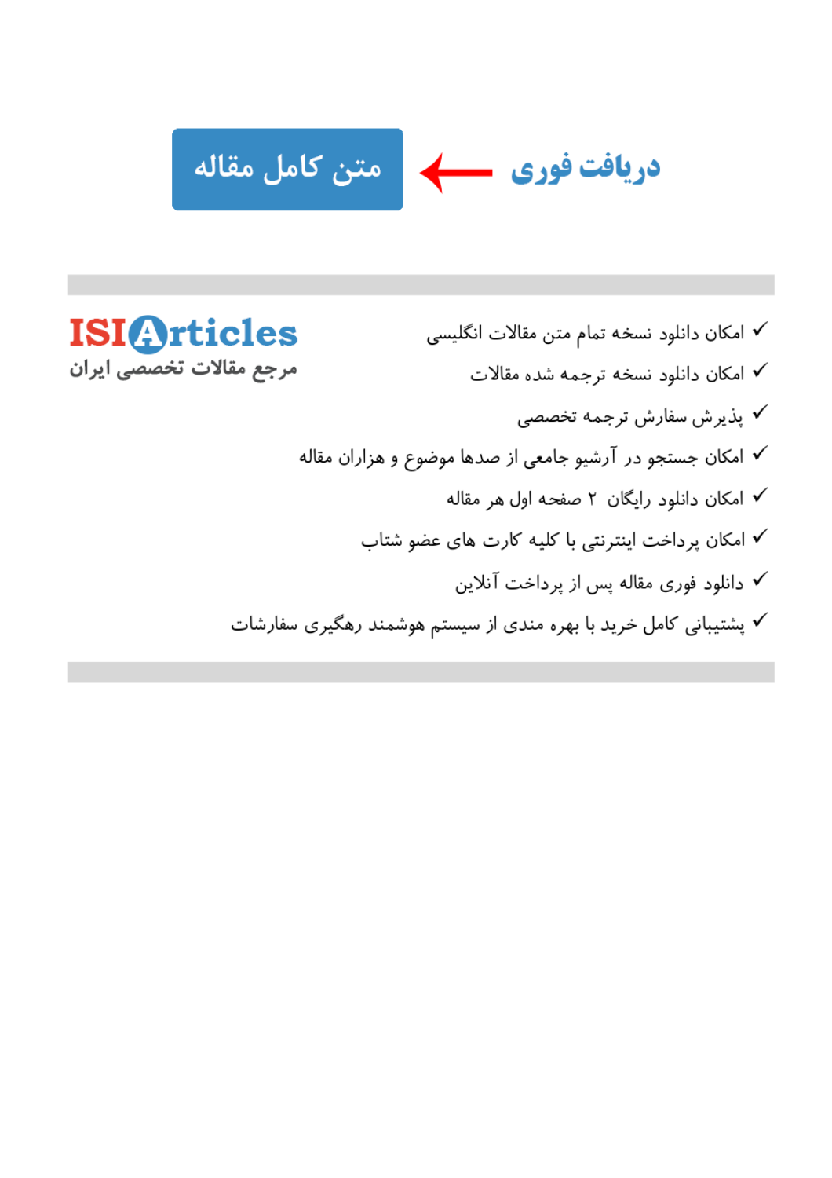دریافت فوری ← **متن کامل مقاله**

**ISIArticles**
مرجع مقالات تخصصی ایران

- ✓ امکان دانلود نسخه تمام متن مقالات انگلیسی
- ✓ امکان دانلود نسخه ترجمه شده مقالات
- ✓ پذیرش سفارش ترجمه تخصصی
- ✓ امکان جستجو در آرشیو جامعی از صدها موضوع و هزاران مقاله
- ✓ امکان دانلود رایگان ۲ صفحه اول هر مقاله
- ✓ امکان پرداخت اینترنتی با کلیه کارت های عضو شتاب
- ✓ دانلود فوری مقاله پس از پرداخت آنلاین
- ✓ پشتیبانی کامل خرید با بهره مندی از سیستم هوشمند رهگیری سفارشات